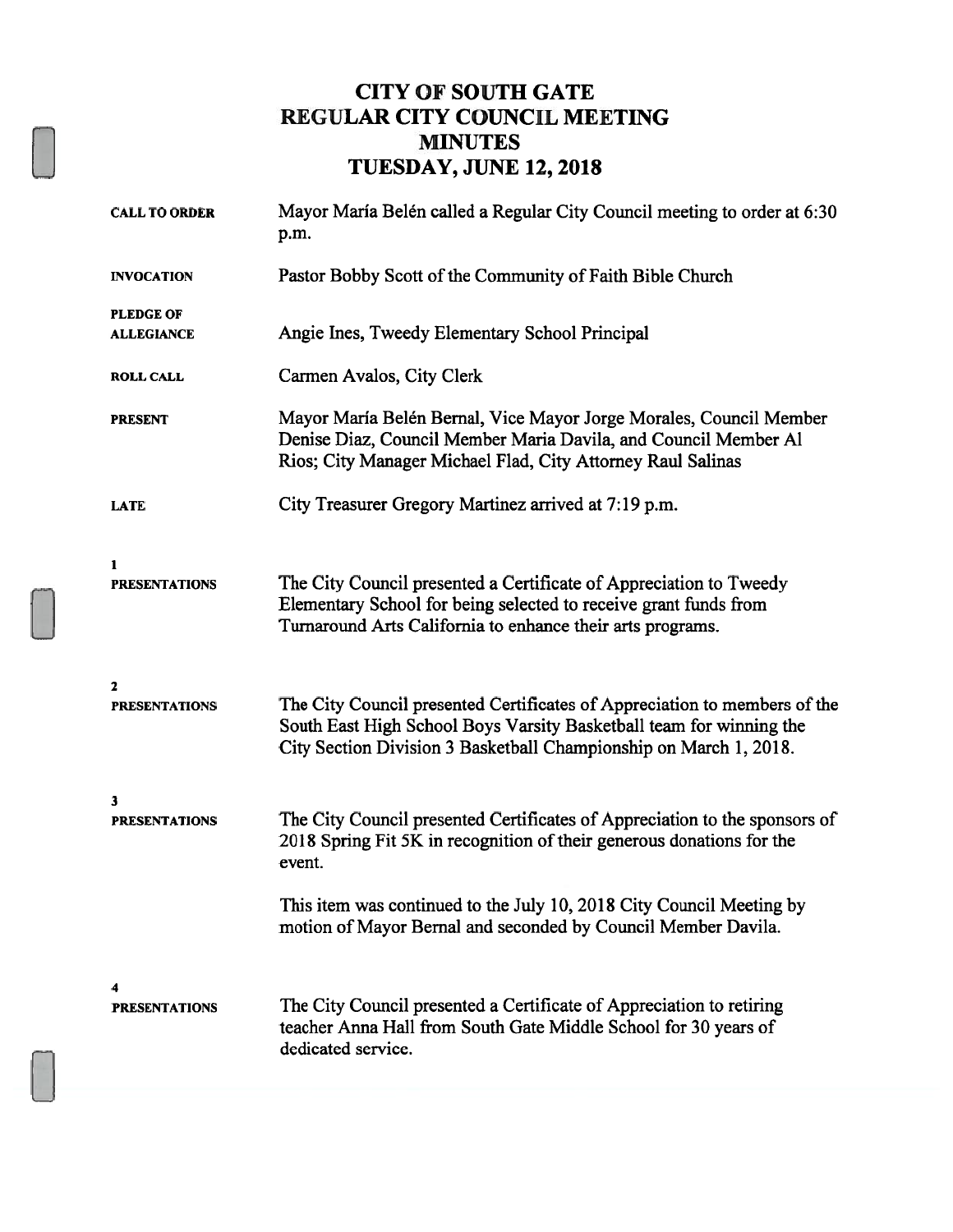# CITY OF SOUTH GATE
# REGULAR CITY COUNCIL MEETING
# MINUTES
# TUESDAY, JUNE 12, 2018

**CALL TO ORDER** Mayor María Belén called a Regular City Council meeting to order at 6:30 p.m.

**INVOCATION** Pastor Bobby Scott of the Community of Faith Bible Church

**PLEDGE OF ALLEGIANCE** Angie Ines, Tweedy Elementary School Principal

**ROLL CALL** Carmen Avalos, City Clerk

**PRESENT** Mayor María Belén Bernal, Vice Mayor Jorge Morales, Council Member Denise Diaz, Council Member Maria Davila, and Council Member Al Rios; City Manager Michael Flad, City Attorney Raul Salinas

**LATE** City Treasurer Gregory Martinez arrived at 7:19 p.m.

**1**
**PRESENTATIONS** The City Council presented a Certificate of Appreciation to Tweedy Elementary School for being selected to receive grant funds from Turnaround Arts California to enhance their arts programs.

**2**
**PRESENTATIONS** The City Council presented Certificates of Appreciation to members of the South East High School Boys Varsity Basketball team for winning the City Section Division 3 Basketball Championship on March 1, 2018.

**3**
**PRESENTATIONS** The City Council presented Certificates of Appreciation to the sponsors of 2018 Spring Fit 5K in recognition of their generous donations for the event.

This item was continued to the July 10, 2018 City Council Meeting by motion of Mayor Bernal and seconded by Council Member Davila.

**4**
**PRESENTATIONS** The City Council presented a Certificate of Appreciation to retiring teacher Anna Hall from South Gate Middle School for 30 years of dedicated service.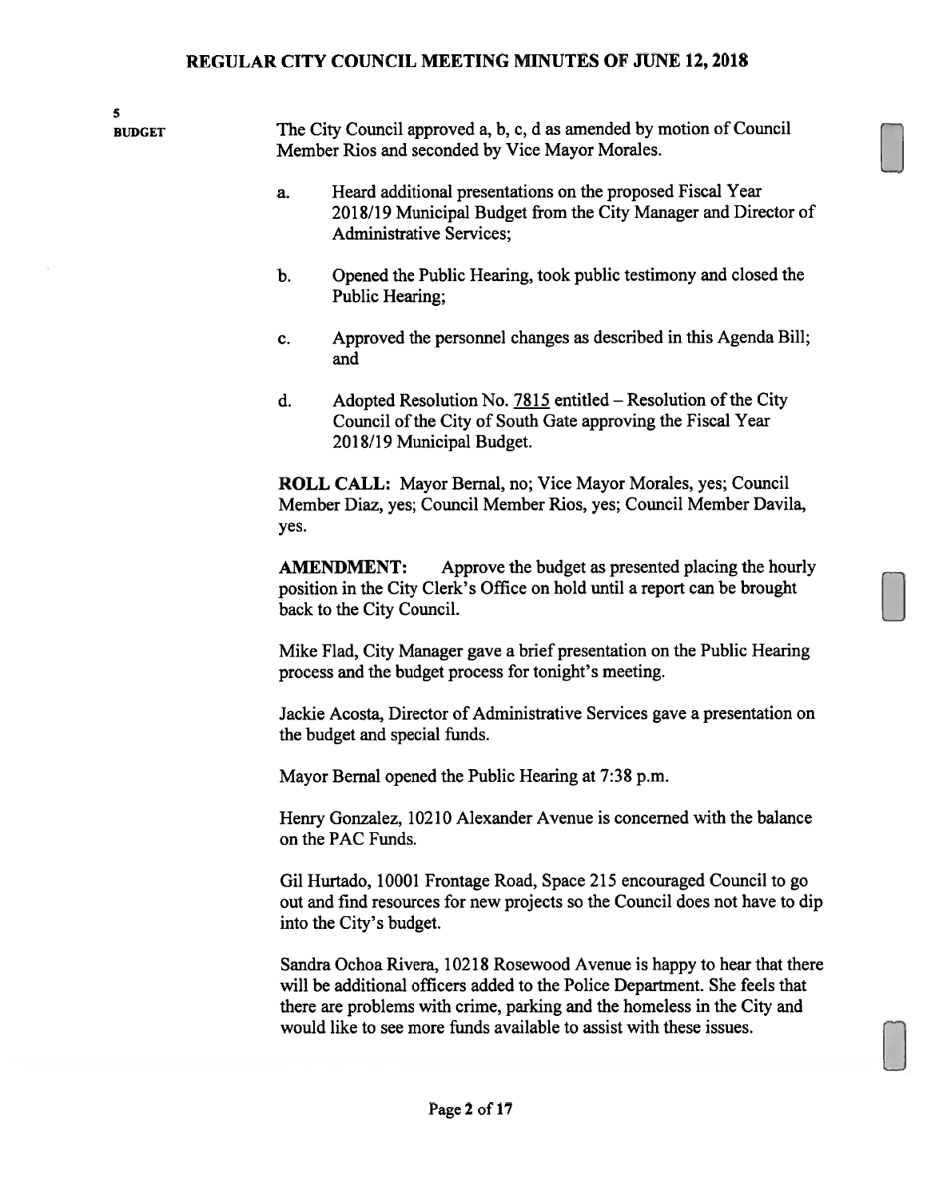**5**
**BUDGET**

The City Council approved a, b, c, d as amended by motion of Council Member Rios and seconded by Vice Mayor Morales.

a. Heard additional presentations on the proposed Fiscal Year 2018/19 Municipal Budget from the City Manager and Director of Administrative Services;

b. Opened the Public Hearing, took public testimony and closed the Public Hearing;

c. Approved the personnel changes as described in this Agenda Bill; and

d. Adopted Resolution No. 7815 entitled – Resolution of the City Council of the City of South Gate approving the Fiscal Year 2018/19 Municipal Budget.

**ROLL CALL:** Mayor Bernal, no; Vice Mayor Morales, yes; Council Member Diaz, yes; Council Member Rios, yes; Council Member Davila, yes.

**AMENDMENT:** Approve the budget as presented placing the hourly position in the City Clerk's Office on hold until a report can be brought back to the City Council.

Mike Flad, City Manager gave a brief presentation on the Public Hearing process and the budget process for tonight's meeting.

Jackie Acosta, Director of Administrative Services gave a presentation on the budget and special funds.

Mayor Bernal opened the Public Hearing at 7:38 p.m.

Henry Gonzalez, 10210 Alexander Avenue is concerned with the balance on the PAC Funds.

Gil Hurtado, 10001 Frontage Road, Space 215 encouraged Council to go out and find resources for new projects so the Council does not have to dip into the City's budget.

Sandra Ochoa Rivera, 10218 Rosewood Avenue is happy to hear that there will be additional officers added to the Police Department. She feels that there are problems with crime, parking and the homeless in the City and would like to see more funds available to assist with these issues.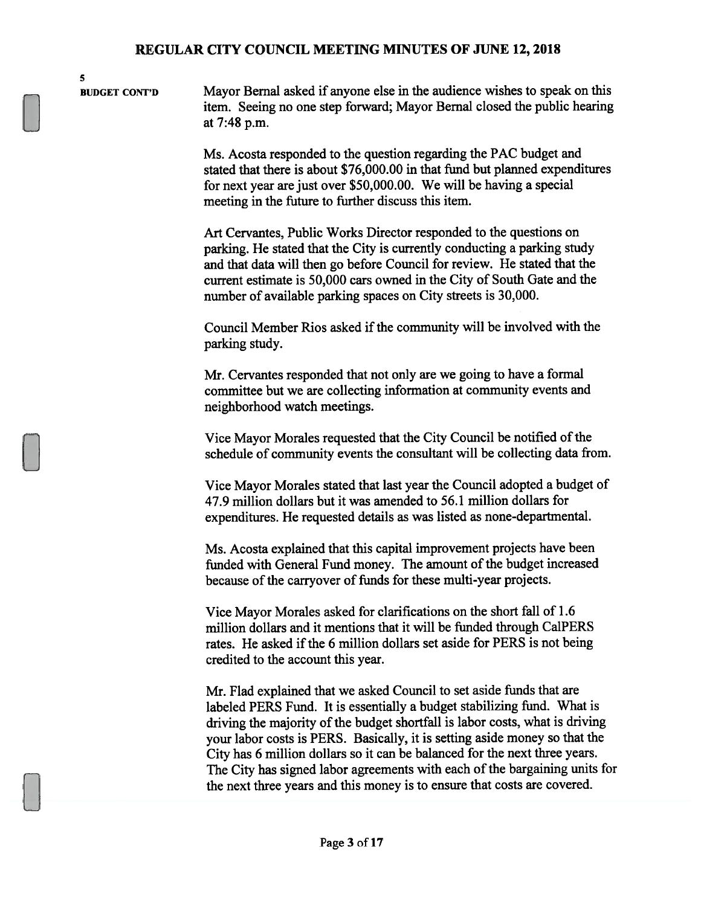**5**

**BUDGET CONT'D**

Mayor Bernal asked if anyone else in the audience wishes to speak on this item. Seeing no one step forward; Mayor Bernal closed the public hearing at 7:48 p.m.

Ms. Acosta responded to the question regarding the PAC budget and stated that there is about $76,000.00 in that fund but planned expenditures for next year are just over $50,000.00. We will be having a special meeting in the future to further discuss this item.

Art Cervantes, Public Works Director responded to the questions on parking. He stated that the City is currently conducting a parking study and that data will then go before Council for review. He stated that the current estimate is 50,000 cars owned in the City of South Gate and the number of available parking spaces on City streets is 30,000.

Council Member Rios asked if the community will be involved with the parking study.

Mr. Cervantes responded that not only are we going to have a formal committee but we are collecting information at community events and neighborhood watch meetings.

Vice Mayor Morales requested that the City Council be notified of the schedule of community events the consultant will be collecting data from.

Vice Mayor Morales stated that last year the Council adopted a budget of 47.9 million dollars but it was amended to 56.1 million dollars for expenditures. He requested details as was listed as none-departmental.

Ms. Acosta explained that this capital improvement projects have been funded with General Fund money. The amount of the budget increased because of the carryover of funds for these multi-year projects.

Vice Mayor Morales asked for clarifications on the short fall of 1.6 million dollars and it mentions that it will be funded through CalPERS rates. He asked if the 6 million dollars set aside for PERS is not being credited to the account this year.

Mr. Flad explained that we asked Council to set aside funds that are labeled PERS Fund. It is essentially a budget stabilizing fund. What is driving the majority of the budget shortfall is labor costs, what is driving your labor costs is PERS. Basically, it is setting aside money so that the City has 6 million dollars so it can be balanced for the next three years. The City has signed labor agreements with each of the bargaining units for the next three years and this money is to ensure that costs are covered.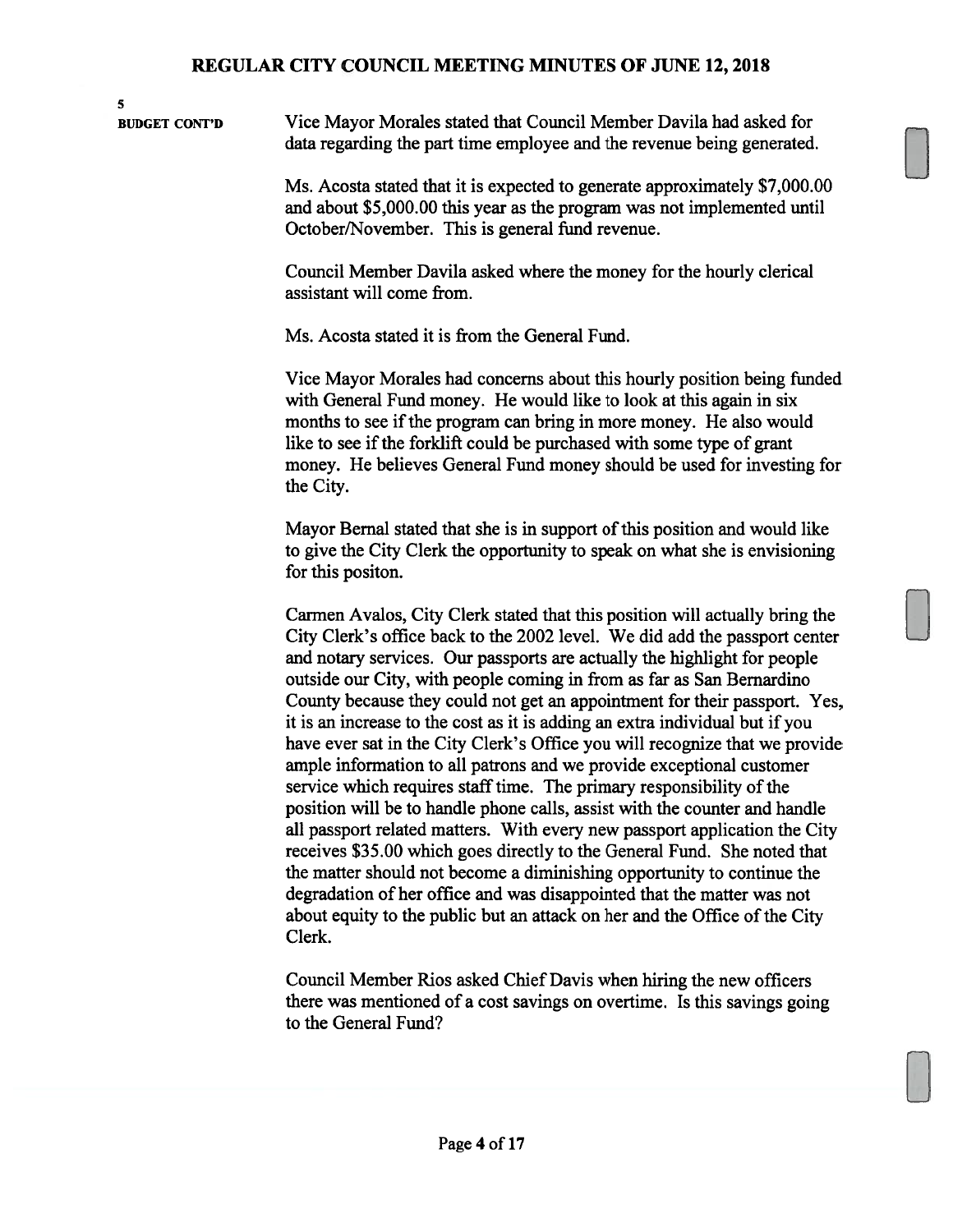**5**

**BUDGET CONT'D**

Vice Mayor Morales stated that Council Member Davila had asked for data regarding the part time employee and the revenue being generated.

Ms. Acosta stated that it is expected to generate approximately $7,000.00 and about $5,000.00 this year as the program was not implemented until October/November. This is general fund revenue.

Council Member Davila asked where the money for the hourly clerical assistant will come from.

Ms. Acosta stated it is from the General Fund.

Vice Mayor Morales had concerns about this hourly position being funded with General Fund money. He would like to look at this again in six months to see if the program can bring in more money. He also would like to see if the forklift could be purchased with some type of grant money. He believes General Fund money should be used for investing for the City.

Mayor Bernal stated that she is in support of this position and would like to give the City Clerk the opportunity to speak on what she is envisioning for this positon.

Carmen Avalos, City Clerk stated that this position will actually bring the City Clerk's office back to the 2002 level. We did add the passport center and notary services. Our passports are actually the highlight for people outside our City, with people coming in from as far as San Bernardino County because they could not get an appointment for their passport. Yes, it is an increase to the cost as it is adding an extra individual but if you have ever sat in the City Clerk's Office you will recognize that we provide ample information to all patrons and we provide exceptional customer service which requires staff time. The primary responsibility of the position will be to handle phone calls, assist with the counter and handle all passport related matters. With every new passport application the City receives $35.00 which goes directly to the General Fund. She noted that the matter should not become a diminishing opportunity to continue the degradation of her office and was disappointed that the matter was not about equity to the public but an attack on her and the Office of the City Clerk.

Council Member Rios asked Chief Davis when hiring the new officers there was mentioned of a cost savings on overtime. Is this savings going to the General Fund?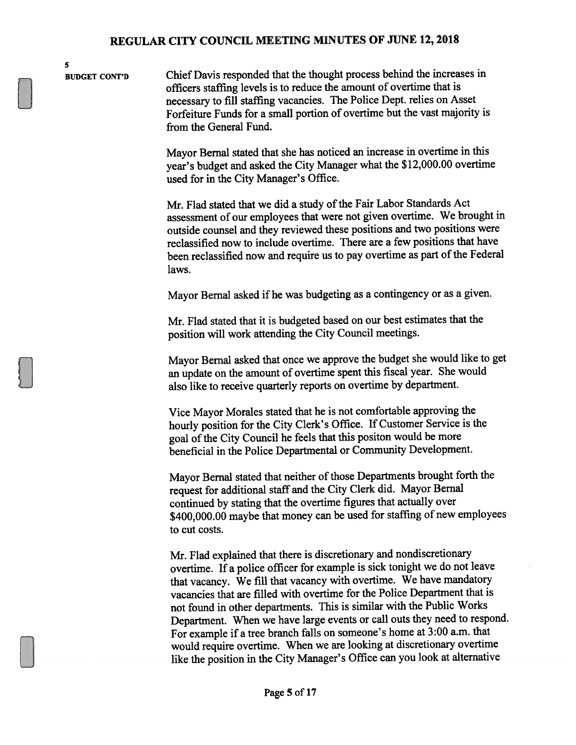5
**BUDGET CONT'D**

Chief Davis responded that the thought process behind the increases in officers staffing levels is to reduce the amount of overtime that is necessary to fill staffing vacancies. The Police Dept. relies on Asset Forfeiture Funds for a small portion of overtime but the vast majority is from the General Fund.

Mayor Bernal stated that she has noticed an increase in overtime in this year's budget and asked the City Manager what the $12,000.00 overtime used for in the City Manager's Office.

Mr. Flad stated that we did a study of the Fair Labor Standards Act assessment of our employees that were not given overtime. We brought in outside counsel and they reviewed these positions and two positions were reclassified now to include overtime. There are a few positions that have been reclassified now and require us to pay overtime as part of the Federal laws.

Mayor Bernal asked if he was budgeting as a contingency or as a given.

Mr. Flad stated that it is budgeted based on our best estimates that the position will work attending the City Council meetings.

Mayor Bernal asked that once we approve the budget she would like to get an update on the amount of overtime spent this fiscal year. She would also like to receive quarterly reports on overtime by department.

Vice Mayor Morales stated that he is not comfortable approving the hourly position for the City Clerk's Office. If Customer Service is the goal of the City Council he feels that this positon would be more beneficial in the Police Departmental or Community Development.

Mayor Bernal stated that neither of those Departments brought forth the request for additional staff and the City Clerk did. Mayor Bernal continued by stating that the overtime figures that actually over $400,000.00 maybe that money can be used for staffing of new employees to cut costs.

Mr. Flad explained that there is discretionary and nondiscretionary overtime. If a police officer for example is sick tonight we do not leave that vacancy. We fill that vacancy with overtime. We have mandatory vacancies that are filled with overtime for the Police Department that is not found in other departments. This is similar with the Public Works Department. When we have large events or call outs they need to respond. For example if a tree branch falls on someone's home at 3:00 a.m. that would require overtime. When we are looking at discretionary overtime like the position in the City Manager's Office can you look at alternative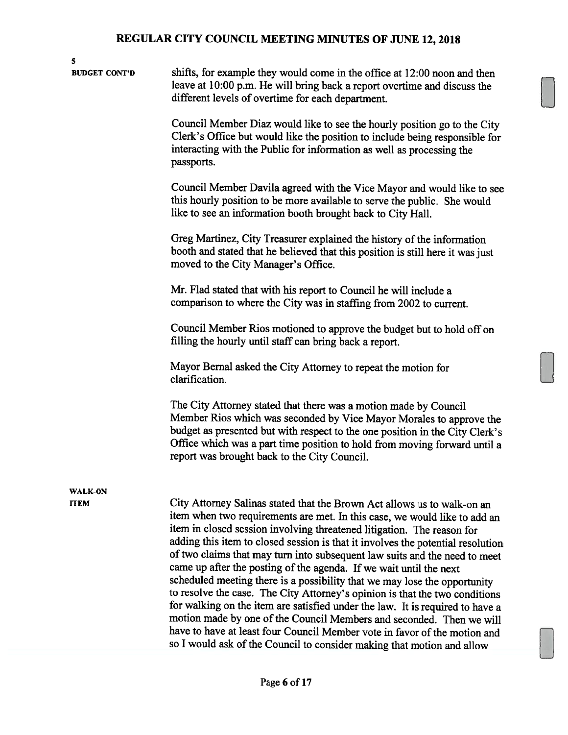**5**

**BUDGET CONT'D**

shifts, for example they would come in the office at 12:00 noon and then leave at 10:00 p.m. He will bring back a report overtime and discuss the different levels of overtime for each department.

Council Member Diaz would like to see the hourly position go to the City Clerk's Office but would like the position to include being responsible for interacting with the Public for information as well as processing the passports.

Council Member Davila agreed with the Vice Mayor and would like to see this hourly position to be more available to serve the public. She would like to see an information booth brought back to City Hall.

Greg Martinez, City Treasurer explained the history of the information booth and stated that he believed that this position is still here it was just moved to the City Manager's Office.

Mr. Flad stated that with his report to Council he will include a comparison to where the City was in staffing from 2002 to current.

Council Member Rios motioned to approve the budget but to hold off on filling the hourly until staff can bring back a report.

Mayor Bernal asked the City Attorney to repeat the motion for clarification.

The City Attorney stated that there was a motion made by Council Member Rios which was seconded by Vice Mayor Morales to approve the budget as presented but with respect to the one position in the City Clerk's Office which was a part time position to hold from moving forward until a report was brought back to the City Council.

**WALK-ON ITEM**

City Attorney Salinas stated that the Brown Act allows us to walk-on an item when two requirements are met. In this case, we would like to add an item in closed session involving threatened litigation. The reason for adding this item to closed session is that it involves the potential resolution of two claims that may turn into subsequent law suits and the need to meet came up after the posting of the agenda. If we wait until the next scheduled meeting there is a possibility that we may lose the opportunity to resolve the case. The City Attorney's opinion is that the two conditions for walking on the item are satisfied under the law. It is required to have a motion made by one of the Council Members and seconded. Then we will have to have at least four Council Member vote in favor of the motion and so I would ask of the Council to consider making that motion and allow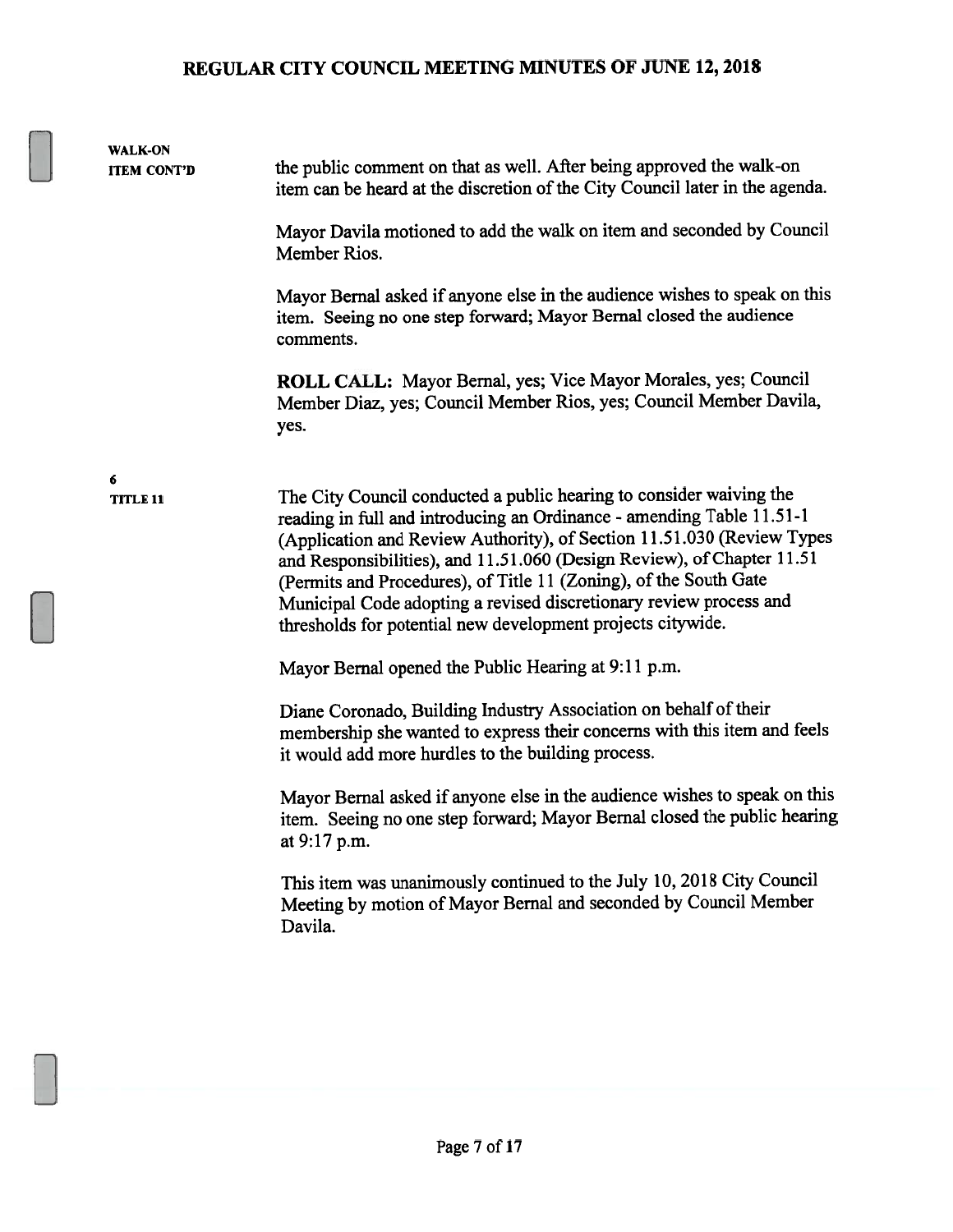**WALK-ON ITEM CONT'D**

the public comment on that as well. After being approved the walk-on item can be heard at the discretion of the City Council later in the agenda.

Mayor Davila motioned to add the walk on item and seconded by Council Member Rios.

Mayor Bernal asked if anyone else in the audience wishes to speak on this item. Seeing no one step forward; Mayor Bernal closed the audience comments.

**ROLL CALL:** Mayor Bernal, yes; Vice Mayor Morales, yes; Council Member Diaz, yes; Council Member Rios, yes; Council Member Davila, yes.

**6**
**TITLE 11**

The City Council conducted a public hearing to consider waiving the reading in full and introducing an Ordinance - amending Table 11.51-1 (Application and Review Authority), of Section 11.51.030 (Review Types and Responsibilities), and 11.51.060 (Design Review), of Chapter 11.51 (Permits and Procedures), of Title 11 (Zoning), of the South Gate Municipal Code adopting a revised discretionary review process and thresholds for potential new development projects citywide.

Mayor Bernal opened the Public Hearing at 9:11 p.m.

Diane Coronado, Building Industry Association on behalf of their membership she wanted to express their concerns with this item and feels it would add more hurdles to the building process.

Mayor Bernal asked if anyone else in the audience wishes to speak on this item. Seeing no one step forward; Mayor Bernal closed the public hearing at 9:17 p.m.

This item was unanimously continued to the July 10, 2018 City Council Meeting by motion of Mayor Bernal and seconded by Council Member Davila.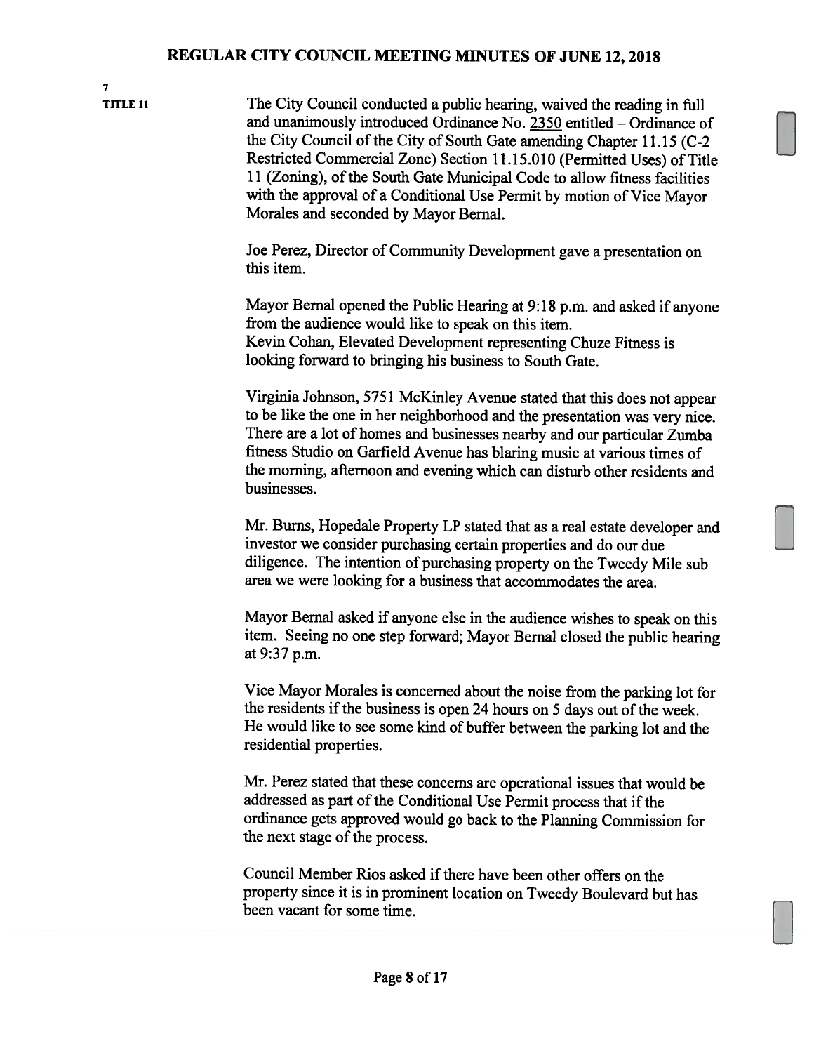**7**
**TITLE 11**

The City Council conducted a public hearing, waived the reading in full and unanimously introduced Ordinance No. 2350 entitled – Ordinance of the City Council of the City of South Gate amending Chapter 11.15 (C-2 Restricted Commercial Zone) Section 11.15.010 (Permitted Uses) of Title 11 (Zoning), of the South Gate Municipal Code to allow fitness facilities with the approval of a Conditional Use Permit by motion of Vice Mayor Morales and seconded by Mayor Bernal.

Joe Perez, Director of Community Development gave a presentation on this item.

Mayor Bernal opened the Public Hearing at 9:18 p.m. and asked if anyone from the audience would like to speak on this item.
Kevin Cohan, Elevated Development representing Chuze Fitness is looking forward to bringing his business to South Gate.

Virginia Johnson, 5751 McKinley Avenue stated that this does not appear to be like the one in her neighborhood and the presentation was very nice. There are a lot of homes and businesses nearby and our particular Zumba fitness Studio on Garfield Avenue has blaring music at various times of the morning, afternoon and evening which can disturb other residents and businesses.

Mr. Burns, Hopedale Property LP stated that as a real estate developer and investor we consider purchasing certain properties and do our due diligence. The intention of purchasing property on the Tweedy Mile sub area we were looking for a business that accommodates the area.

Mayor Bernal asked if anyone else in the audience wishes to speak on this item. Seeing no one step forward; Mayor Bernal closed the public hearing at 9:37 p.m.

Vice Mayor Morales is concerned about the noise from the parking lot for the residents if the business is open 24 hours on 5 days out of the week. He would like to see some kind of buffer between the parking lot and the residential properties.

Mr. Perez stated that these concerns are operational issues that would be addressed as part of the Conditional Use Permit process that if the ordinance gets approved would go back to the Planning Commission for the next stage of the process.

Council Member Rios asked if there have been other offers on the property since it is in prominent location on Tweedy Boulevard but has been vacant for some time.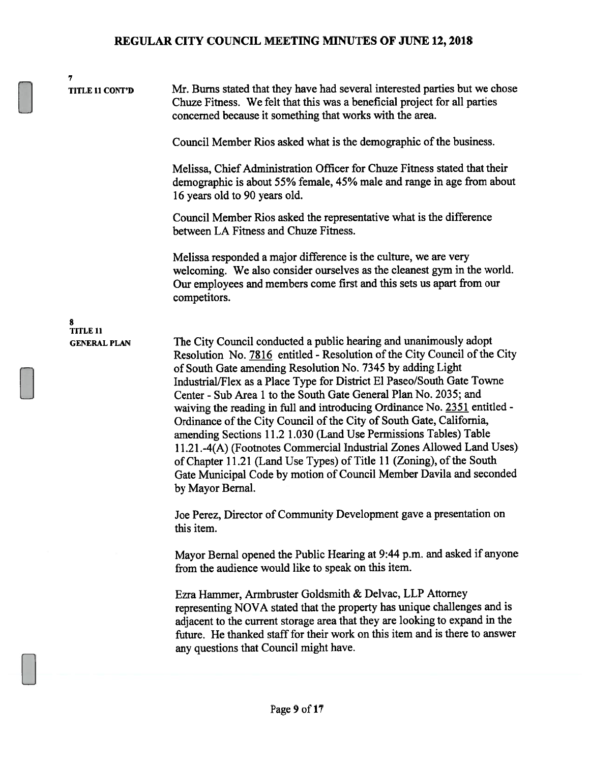**7**
**TITLE 11 CONT'D**

Mr. Burns stated that they have had several interested parties but we chose Chuze Fitness. We felt that this was a beneficial project for all parties concerned because it something that works with the area.

Council Member Rios asked what is the demographic of the business.

Melissa, Chief Administration Officer for Chuze Fitness stated that their demographic is about 55% female, 45% male and range in age from about 16 years old to 90 years old.

Council Member Rios asked the representative what is the difference between LA Fitness and Chuze Fitness.

Melissa responded a major difference is the culture, we are very welcoming. We also consider ourselves as the cleanest gym in the world. Our employees and members come first and this sets us apart from our competitors.

**8**
**TITLE 11**
**GENERAL PLAN**

The City Council conducted a public hearing and unanimously adopt Resolution No. 7816 entitled - Resolution of the City Council of the City of South Gate amending Resolution No. 7345 by adding Light Industrial/Flex as a Place Type for District El Paseo/South Gate Towne Center - Sub Area 1 to the South Gate General Plan No. 2035; and waiving the reading in full and introducing Ordinance No. 2351 entitled - Ordinance of the City Council of the City of South Gate, California, amending Sections 11.2 1.030 (Land Use Permissions Tables) Table 11.21.-4(A) (Footnotes Commercial Industrial Zones Allowed Land Uses) of Chapter 11.21 (Land Use Types) of Title 11 (Zoning), of the South Gate Municipal Code by motion of Council Member Davila and seconded by Mayor Bernal.

Joe Perez, Director of Community Development gave a presentation on this item.

Mayor Bernal opened the Public Hearing at 9:44 p.m. and asked if anyone from the audience would like to speak on this item.

Ezra Hammer, Armbruster Goldsmith & Delvac, LLP Attorney representing NOVA stated that the property has unique challenges and is adjacent to the current storage area that they are looking to expand in the future. He thanked staff for their work on this item and is there to answer any questions that Council might have.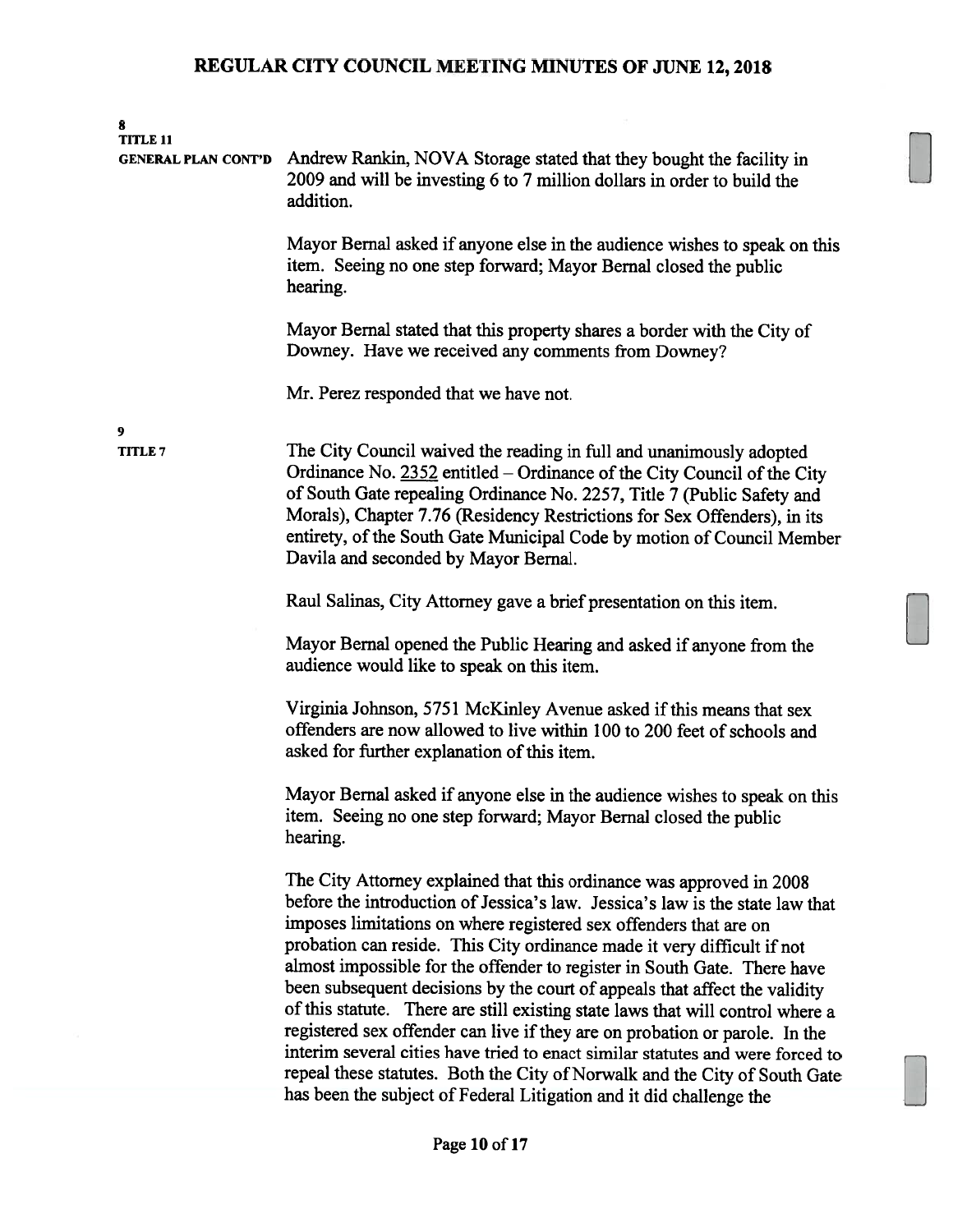**8**
**TITLE 11**
**GENERAL PLAN CONT'D**

Andrew Rankin, NOVA Storage stated that they bought the facility in 2009 and will be investing 6 to 7 million dollars in order to build the addition.

Mayor Bernal asked if anyone else in the audience wishes to speak on this item. Seeing no one step forward; Mayor Bernal closed the public hearing.

Mayor Bernal stated that this property shares a border with the City of Downey. Have we received any comments from Downey?

Mr. Perez responded that we have not.

**9**
**TITLE 7**

The City Council waived the reading in full and unanimously adopted Ordinance No. 2352 entitled – Ordinance of the City Council of the City of South Gate repealing Ordinance No. 2257, Title 7 (Public Safety and Morals), Chapter 7.76 (Residency Restrictions for Sex Offenders), in its entirety, of the South Gate Municipal Code by motion of Council Member Davila and seconded by Mayor Bernal.

Raul Salinas, City Attorney gave a brief presentation on this item.

Mayor Bernal opened the Public Hearing and asked if anyone from the audience would like to speak on this item.

Virginia Johnson, 5751 McKinley Avenue asked if this means that sex offenders are now allowed to live within 100 to 200 feet of schools and asked for further explanation of this item.

Mayor Bernal asked if anyone else in the audience wishes to speak on this item. Seeing no one step forward; Mayor Bernal closed the public hearing.

The City Attorney explained that this ordinance was approved in 2008 before the introduction of Jessica's law. Jessica's law is the state law that imposes limitations on where registered sex offenders that are on probation can reside. This City ordinance made it very difficult if not almost impossible for the offender to register in South Gate. There have been subsequent decisions by the court of appeals that affect the validity of this statute. There are still existing state laws that will control where a registered sex offender can live if they are on probation or parole. In the interim several cities have tried to enact similar statutes and were forced to repeal these statutes. Both the City of Norwalk and the City of South Gate has been the subject of Federal Litigation and it did challenge the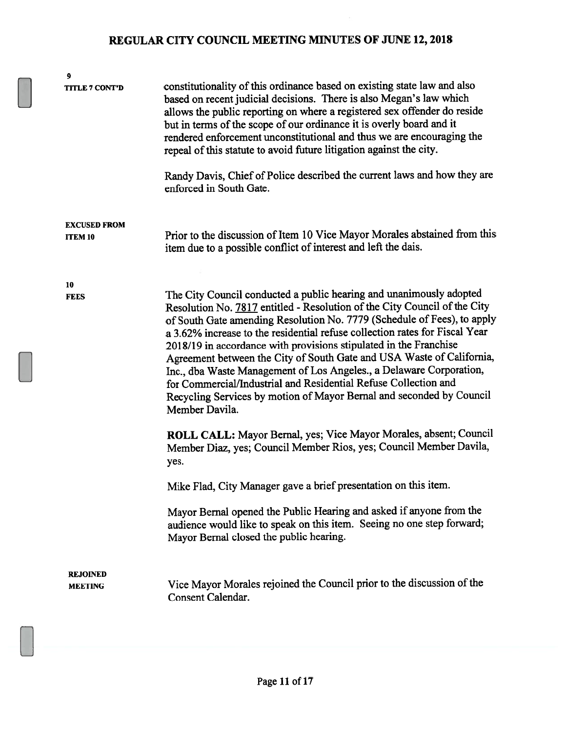**9**
**TITLE 7 CONT'D**

constitutionality of this ordinance based on existing state law and also based on recent judicial decisions. There is also Megan's law which allows the public reporting on where a registered sex offender do reside but in terms of the scope of our ordinance it is overly board and it rendered enforcement unconstitutional and thus we are encouraging the repeal of this statute to avoid future litigation against the city.

Randy Davis, Chief of Police described the current laws and how they are enforced in South Gate.

**EXCUSED FROM ITEM 10**

Prior to the discussion of Item 10 Vice Mayor Morales abstained from this item due to a possible conflict of interest and left the dais.

**10**
**FEES**

The City Council conducted a public hearing and unanimously adopted Resolution No. 7817 entitled - Resolution of the City Council of the City of South Gate amending Resolution No. 7779 (Schedule of Fees), to apply a 3.62% increase to the residential refuse collection rates for Fiscal Year 2018/19 in accordance with provisions stipulated in the Franchise Agreement between the City of South Gate and USA Waste of California, Inc., dba Waste Management of Los Angeles., a Delaware Corporation, for Commercial/Industrial and Residential Refuse Collection and Recycling Services by motion of Mayor Bernal and seconded by Council Member Davila.

**ROLL CALL:** Mayor Bernal, yes; Vice Mayor Morales, absent; Council Member Diaz, yes; Council Member Rios, yes; Council Member Davila, yes.

Mike Flad, City Manager gave a brief presentation on this item.

Mayor Bernal opened the Public Hearing and asked if anyone from the audience would like to speak on this item. Seeing no one step forward; Mayor Bernal closed the public hearing.

**REJOINED MEETING**

Vice Mayor Morales rejoined the Council prior to the discussion of the Consent Calendar.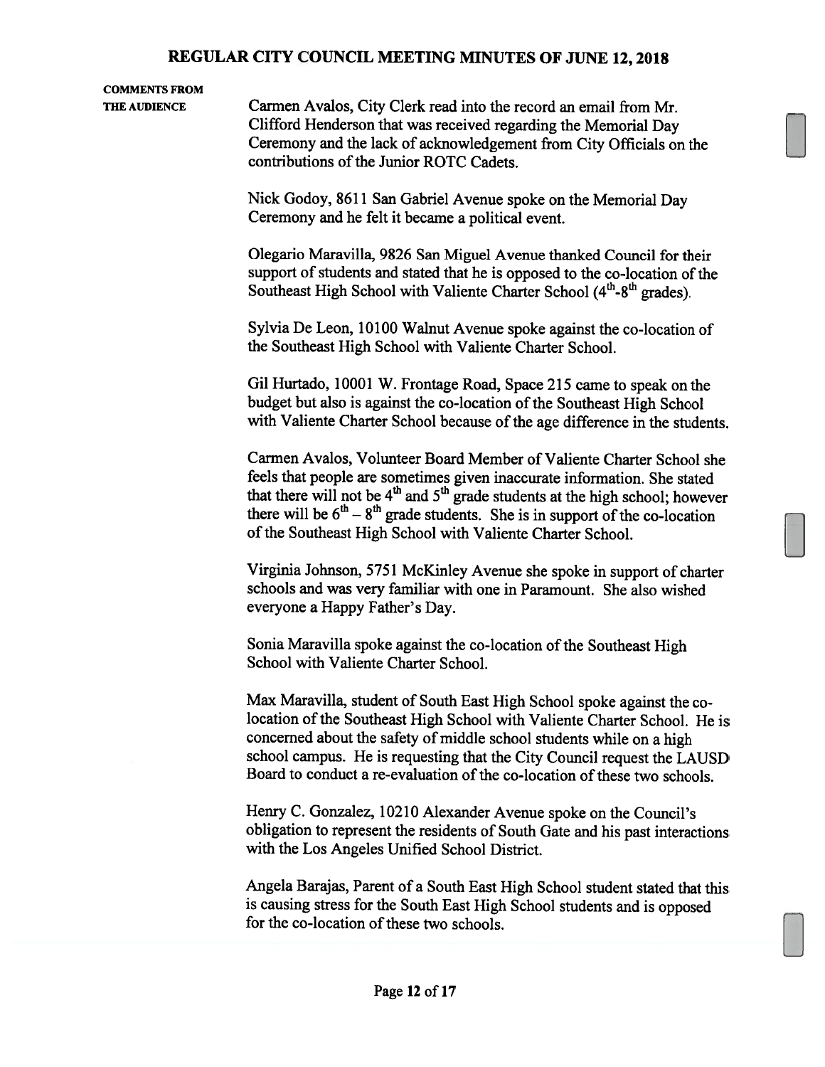**COMMENTS FROM THE AUDIENCE**

Carmen Avalos, City Clerk read into the record an email from Mr. Clifford Henderson that was received regarding the Memorial Day Ceremony and the lack of acknowledgement from City Officials on the contributions of the Junior ROTC Cadets.

Nick Godoy, 8611 San Gabriel Avenue spoke on the Memorial Day Ceremony and he felt it became a political event.

Olegario Maravilla, 9826 San Miguel Avenue thanked Council for their support of students and stated that he is opposed to the co-location of the Southeast High School with Valiente Charter School ($4^{th}$-$8^{th}$ grades).

Sylvia De Leon, 10100 Walnut Avenue spoke against the co-location of the Southeast High School with Valiente Charter School.

Gil Hurtado, 10001 W. Frontage Road, Space 215 came to speak on the budget but also is against the co-location of the Southeast High School with Valiente Charter School because of the age difference in the students.

Carmen Avalos, Volunteer Board Member of Valiente Charter School she feels that people are sometimes given inaccurate information. She stated that there will not be $4^{th}$ and $5^{th}$ grade students at the high school; however there will be $6^{th}$ – $8^{th}$ grade students. She is in support of the co-location of the Southeast High School with Valiente Charter School.

Virginia Johnson, 5751 McKinley Avenue she spoke in support of charter schools and was very familiar with one in Paramount. She also wished everyone a Happy Father's Day.

Sonia Maravilla spoke against the co-location of the Southeast High School with Valiente Charter School.

Max Maravilla, student of South East High School spoke against the co-location of the Southeast High School with Valiente Charter School. He is concerned about the safety of middle school students while on a high school campus. He is requesting that the City Council request the LAUSD Board to conduct a re-evaluation of the co-location of these two schools.

Henry C. Gonzalez, 10210 Alexander Avenue spoke on the Council's obligation to represent the residents of South Gate and his past interactions with the Los Angeles Unified School District.

Angela Barajas, Parent of a South East High School student stated that this is causing stress for the South East High School students and is opposed for the co-location of these two schools.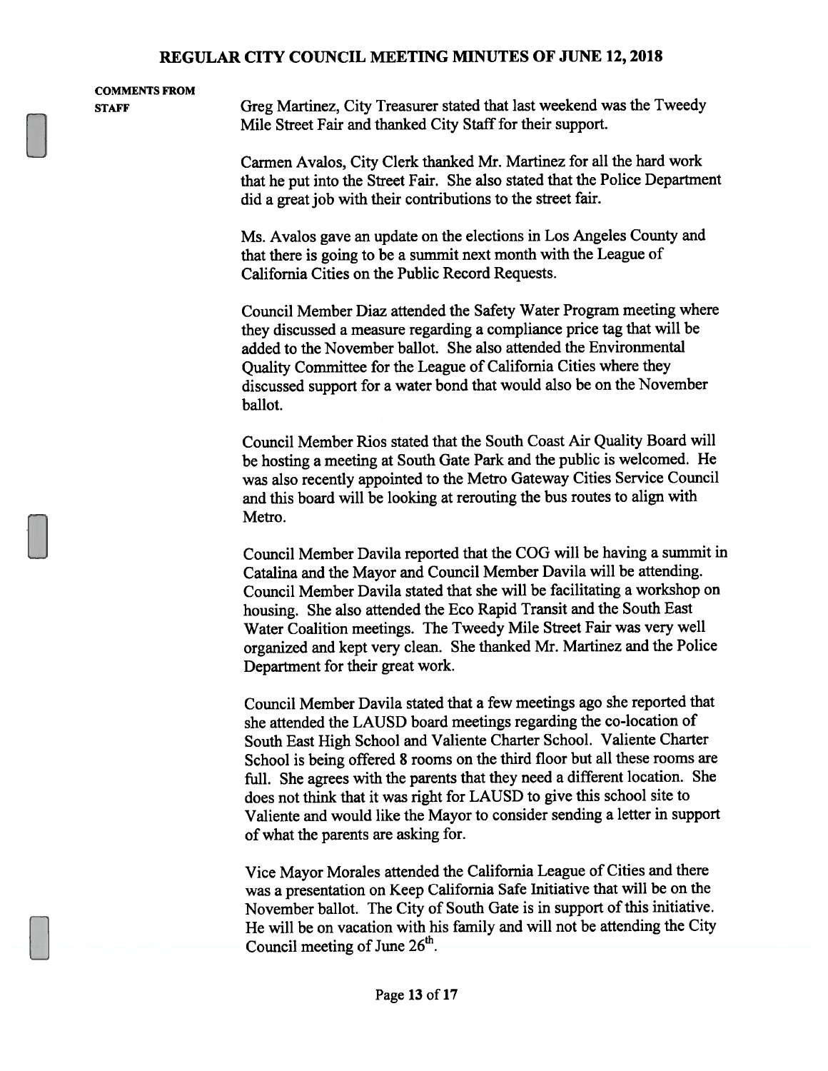**COMMENTS FROM STAFF**

Greg Martinez, City Treasurer stated that last weekend was the Tweedy Mile Street Fair and thanked City Staff for their support.

Carmen Avalos, City Clerk thanked Mr. Martinez for all the hard work that he put into the Street Fair. She also stated that the Police Department did a great job with their contributions to the street fair.

Ms. Avalos gave an update on the elections in Los Angeles County and that there is going to be a summit next month with the League of California Cities on the Public Record Requests.

Council Member Diaz attended the Safety Water Program meeting where they discussed a measure regarding a compliance price tag that will be added to the November ballot. She also attended the Environmental Quality Committee for the League of California Cities where they discussed support for a water bond that would also be on the November ballot.

Council Member Rios stated that the South Coast Air Quality Board will be hosting a meeting at South Gate Park and the public is welcomed. He was also recently appointed to the Metro Gateway Cities Service Council and this board will be looking at rerouting the bus routes to align with Metro.

Council Member Davila reported that the COG will be having a summit in Catalina and the Mayor and Council Member Davila will be attending. Council Member Davila stated that she will be facilitating a workshop on housing. She also attended the Eco Rapid Transit and the South East Water Coalition meetings. The Tweedy Mile Street Fair was very well organized and kept very clean. She thanked Mr. Martinez and the Police Department for their great work.

Council Member Davila stated that a few meetings ago she reported that she attended the LAUSD board meetings regarding the co-location of South East High School and Valiente Charter School. Valiente Charter School is being offered 8 rooms on the third floor but all these rooms are full. She agrees with the parents that they need a different location. She does not think that it was right for LAUSD to give this school site to Valiente and would like the Mayor to consider sending a letter in support of what the parents are asking for.

Vice Mayor Morales attended the California League of Cities and there was a presentation on Keep California Safe Initiative that will be on the November ballot. The City of South Gate is in support of this initiative. He will be on vacation with his family and will not be attending the City Council meeting of June 26th.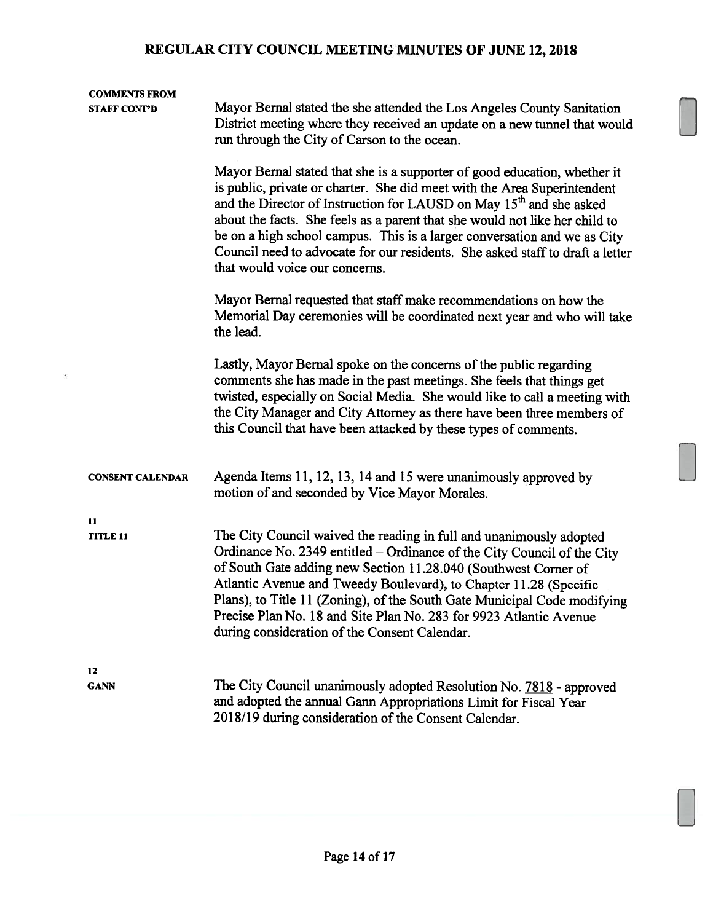**COMMENTS FROM STAFF CONT'D**

Mayor Bernal stated the she attended the Los Angeles County Sanitation District meeting where they received an update on a new tunnel that would run through the City of Carson to the ocean.

Mayor Bernal stated that she is a supporter of good education, whether it is public, private or charter. She did meet with the Area Superintendent and the Director of Instruction for LAUSD on May 15th and she asked about the facts. She feels as a parent that she would not like her child to be on a high school campus. This is a larger conversation and we as City Council need to advocate for our residents. She asked staff to draft a letter that would voice our concerns.

Mayor Bernal requested that staff make recommendations on how the Memorial Day ceremonies will be coordinated next year and who will take the lead.

Lastly, Mayor Bernal spoke on the concerns of the public regarding comments she has made in the past meetings. She feels that things get twisted, especially on Social Media. She would like to call a meeting with the City Manager and City Attorney as there have been three members of this Council that have been attacked by these types of comments.

**CONSENT CALENDAR**

Agenda Items 11, 12, 13, 14 and 15 were unanimously approved by motion of and seconded by Vice Mayor Morales.

**11**
**TITLE 11**

The City Council waived the reading in full and unanimously adopted Ordinance No. 2349 entitled – Ordinance of the City Council of the City of South Gate adding new Section 11.28.040 (Southwest Corner of Atlantic Avenue and Tweedy Boulevard), to Chapter 11.28 (Specific Plans), to Title 11 (Zoning), of the South Gate Municipal Code modifying Precise Plan No. 18 and Site Plan No. 283 for 9923 Atlantic Avenue during consideration of the Consent Calendar.

**12**
**GANN**

The City Council unanimously adopted Resolution No. 7818 - approved and adopted the annual Gann Appropriations Limit for Fiscal Year 2018/19 during consideration of the Consent Calendar.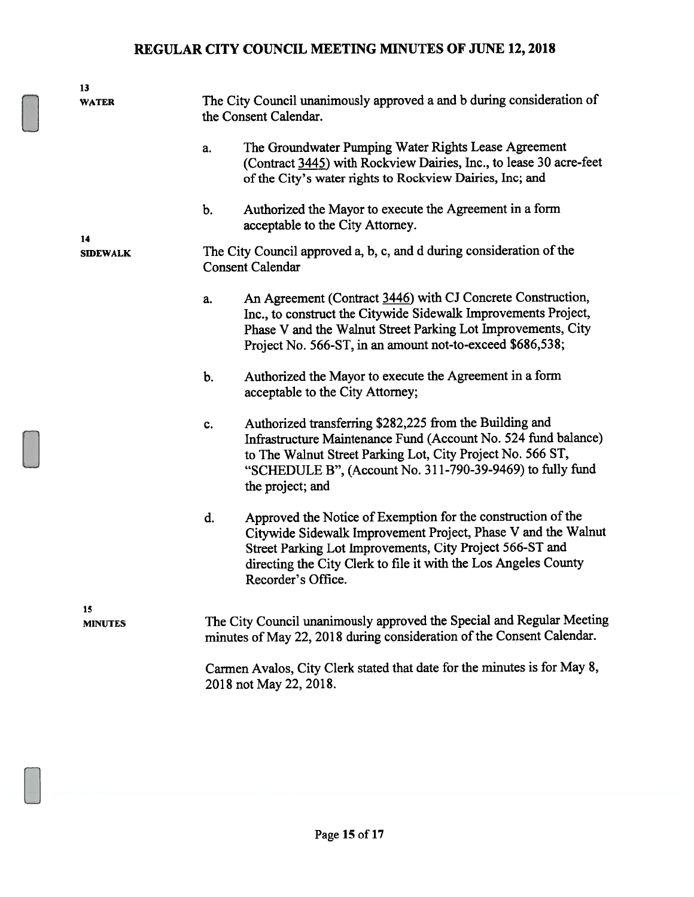**13**
**WATER**

The City Council unanimously approved a and b during consideration of the Consent Calendar.

a. The Groundwater Pumping Water Rights Lease Agreement (Contract 3445) with Rockview Dairies, Inc., to lease 30 acre-feet of the City's water rights to Rockview Dairies, Inc; and

b. Authorized the Mayor to execute the Agreement in a form acceptable to the City Attorney.

**14**
**SIDEWALK**

The City Council approved a, b, c, and d during consideration of the Consent Calendar

a. An Agreement (Contract 3446) with CJ Concrete Construction, Inc., to construct the Citywide Sidewalk Improvements Project, Phase V and the Walnut Street Parking Lot Improvements, City Project No. 566-ST, in an amount not-to-exceed $686,538;

b. Authorized the Mayor to execute the Agreement in a form acceptable to the City Attorney;

c. Authorized transferring $282,225 from the Building and Infrastructure Maintenance Fund (Account No. 524 fund balance) to The Walnut Street Parking Lot, City Project No. 566 ST, "SCHEDULE B", (Account No. 311-790-39-9469) to fully fund the project; and

d. Approved the Notice of Exemption for the construction of the Citywide Sidewalk Improvement Project, Phase V and the Walnut Street Parking Lot Improvements, City Project 566-ST and directing the City Clerk to file it with the Los Angeles County Recorder's Office.

**15**
**MINUTES**

The City Council unanimously approved the Special and Regular Meeting minutes of May 22, 2018 during consideration of the Consent Calendar.

Carmen Avalos, City Clerk stated that date for the minutes is for May 8, 2018 not May 22, 2018.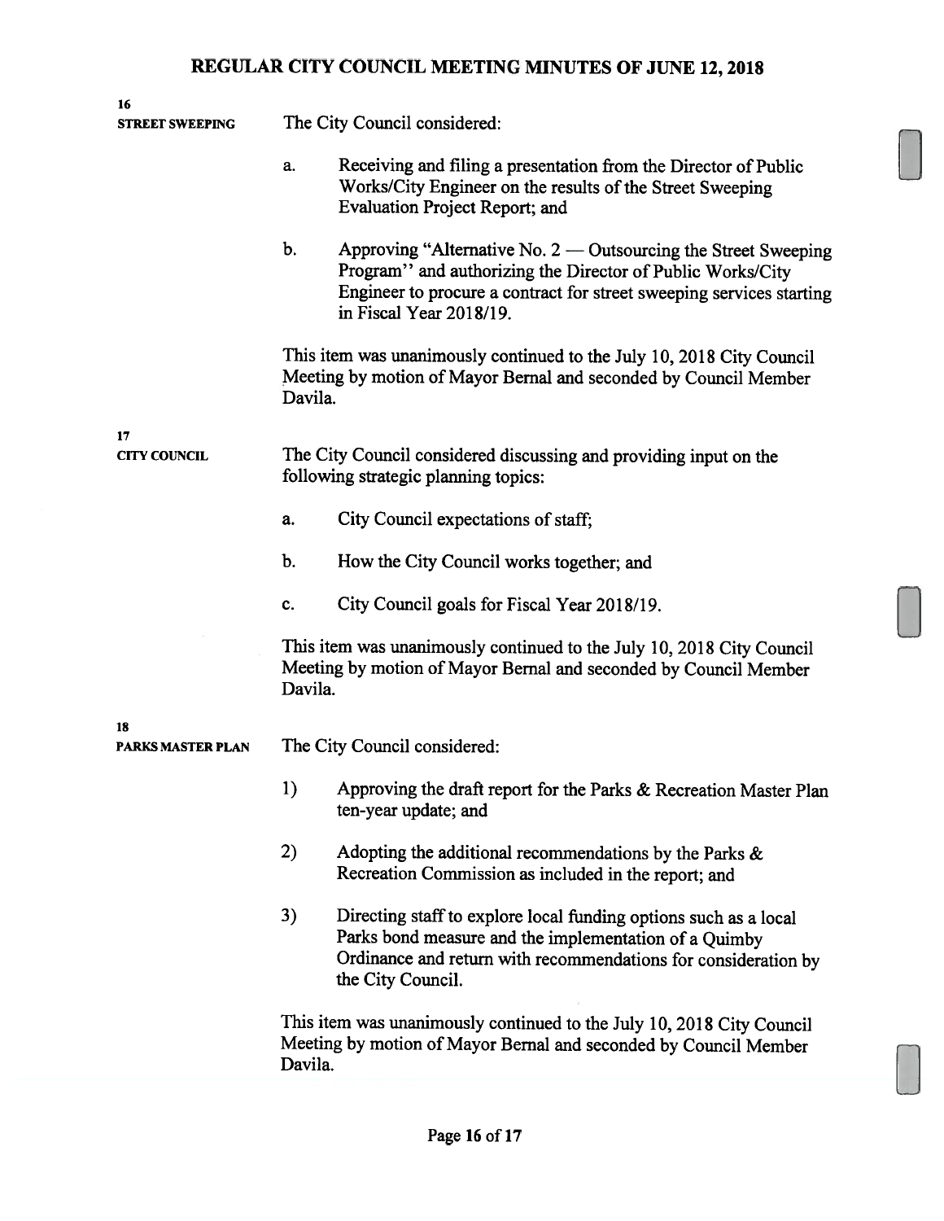**16**
**STREET SWEEPING**

The City Council considered:

a. Receiving and filing a presentation from the Director of Public Works/City Engineer on the results of the Street Sweeping Evaluation Project Report; and

b. Approving "Alternative No. 2 — Outsourcing the Street Sweeping Program" and authorizing the Director of Public Works/City Engineer to procure a contract for street sweeping services starting in Fiscal Year 2018/19.

This item was unanimously continued to the July 10, 2018 City Council Meeting by motion of Mayor Bernal and seconded by Council Member Davila.

**17**
**CITY COUNCIL**

The City Council considered discussing and providing input on the following strategic planning topics:

a. City Council expectations of staff;

b. How the City Council works together; and

c. City Council goals for Fiscal Year 2018/19.

This item was unanimously continued to the July 10, 2018 City Council Meeting by motion of Mayor Bernal and seconded by Council Member Davila.

**18**
**PARKS MASTER PLAN**

The City Council considered:

1) Approving the draft report for the Parks & Recreation Master Plan ten-year update; and

2) Adopting the additional recommendations by the Parks & Recreation Commission as included in the report; and

3) Directing staff to explore local funding options such as a local Parks bond measure and the implementation of a Quimby Ordinance and return with recommendations for consideration by the City Council.

This item was unanimously continued to the July 10, 2018 City Council Meeting by motion of Mayor Bernal and seconded by Council Member Davila.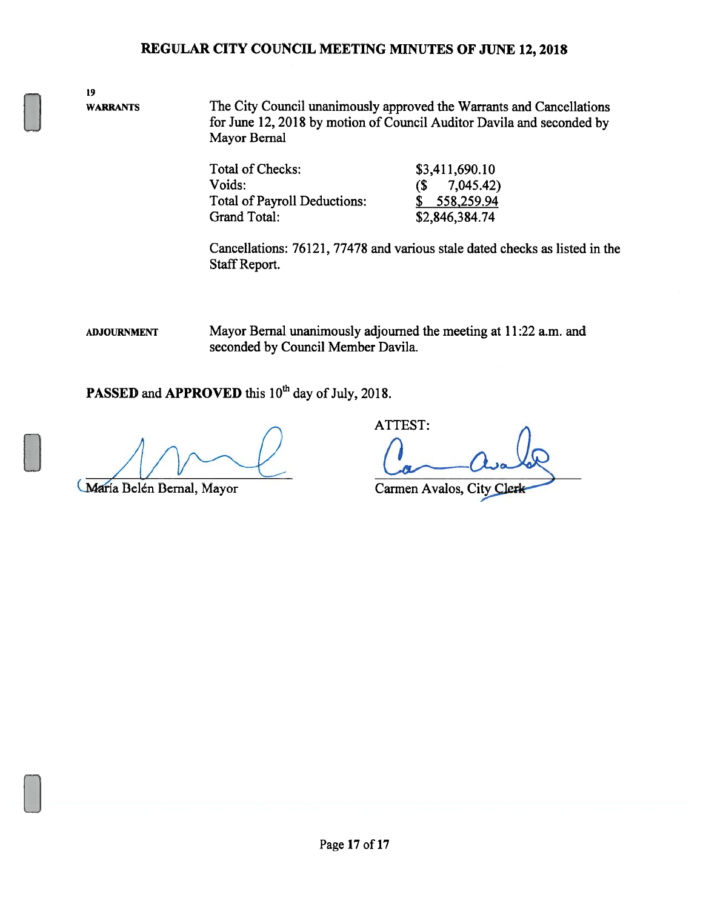**19**
**WARRANTS**

The City Council unanimously approved the Warrants and Cancellations for June 12, 2018 by motion of Council Auditor Davila and seconded by Mayor Bernal

| | |
|---|---|
| Total of Checks: | $3,411,690.10 |
| Voids: | ($ 7,045.42) |
| Total of Payroll Deductions: | $ 558,259.94 |
| Grand Total: | $2,846,384.74 |

Cancellations: 76121, 77478 and various stale dated checks as listed in the Staff Report.

**ADJOURNMENT**

Mayor Bernal unanimously adjourned the meeting at 11:22 a.m. and seconded by Council Member Davila.

**PASSED** and **APPROVED** this 10th day of July, 2018.

María Belén Bernal, Mayor

ATTEST:

Carmen Avalos, City Clerk